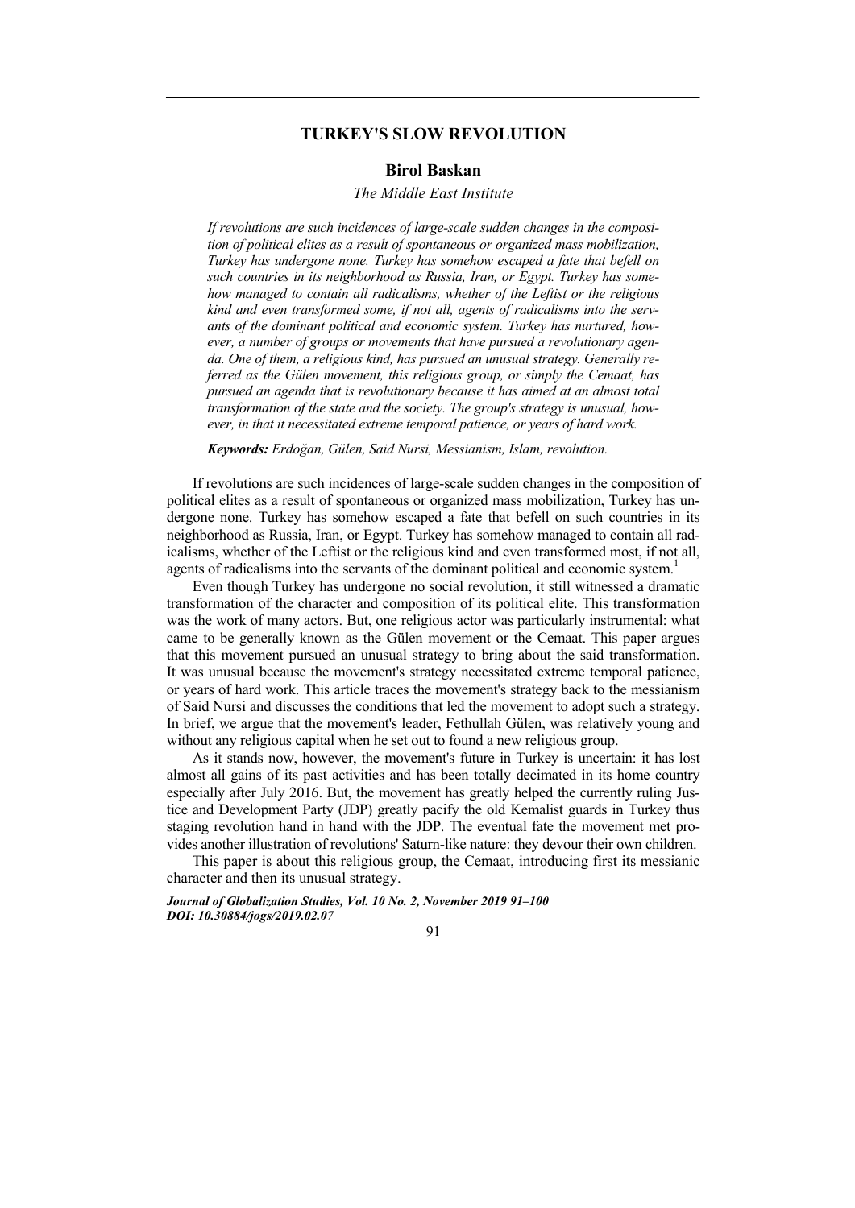# TURKEY'S SLOW REVOLUTION

**Birol Baskan**

*The Middle East Institute*

*If revolutions are such incidences of large-scale sudden changes in the composition of political elites as a result of spontaneous or organized mass mobilization, Turkey has undergone none. Turkey has somehow escaped a fate that befell on such countries in its neighborhood as Russia, Iran, or Egypt. Turkey has somehow managed to contain all radicalisms, whether of the Leftist or the religious kind and even transformed some, if not all, agents of radicalisms into the servants of the dominant political and economic system. Turkey has nurtured, however, a number of groups or movements that have pursued a revolutionary agenda. One of them, a religious kind, has pursued an unusual strategy. Generally referred as the Gülen movement, this religious group, or simply the Cemaat, has pursued an agenda that is revolutionary because it has aimed at an almost total transformation of the state and the society. The group's strategy is unusual, however, in that it necessitated extreme temporal patience, or years of hard work.*

***Keywords:*** *Erdoğan, Gülen, Said Nursi, Messianism, Islam, revolution.*

If revolutions are such incidences of large-scale sudden changes in the composition of political elites as a result of spontaneous or organized mass mobilization, Turkey has undergone none. Turkey has somehow escaped a fate that befell on such countries in its neighborhood as Russia, Iran, or Egypt. Turkey has somehow managed to contain all radicalisms, whether of the Leftist or the religious kind and even transformed most, if not all, agents of radicalisms into the servants of the dominant political and economic system.[1]

Even though Turkey has undergone no social revolution, it still witnessed a dramatic transformation of the character and composition of its political elite. This transformation was the work of many actors. But, one religious actor was particularly instrumental: what came to be generally known as the Gülen movement or the Cemaat. This paper argues that this movement pursued an unusual strategy to bring about the said transformation. It was unusual because the movement's strategy necessitated extreme temporal patience, or years of hard work. This article traces the movement's strategy back to the messianism of Said Nursi and discusses the conditions that led the movement to adopt such a strategy. In brief, we argue that the movement's leader, Fethullah Gülen, was relatively young and without any religious capital when he set out to found a new religious group.

As it stands now, however, the movement's future in Turkey is uncertain: it has lost almost all gains of its past activities and has been totally decimated in its home country especially after July 2016. But, the movement has greatly helped the currently ruling Justice and Development Party (JDP) greatly pacify the old Kemalist guards in Turkey thus staging revolution hand in hand with the JDP. The eventual fate the movement met provides another illustration of revolutions' Saturn-like nature: they devour their own children.

This paper is about this religious group, the Cemaat, introducing first its messianic character and then its unusual strategy.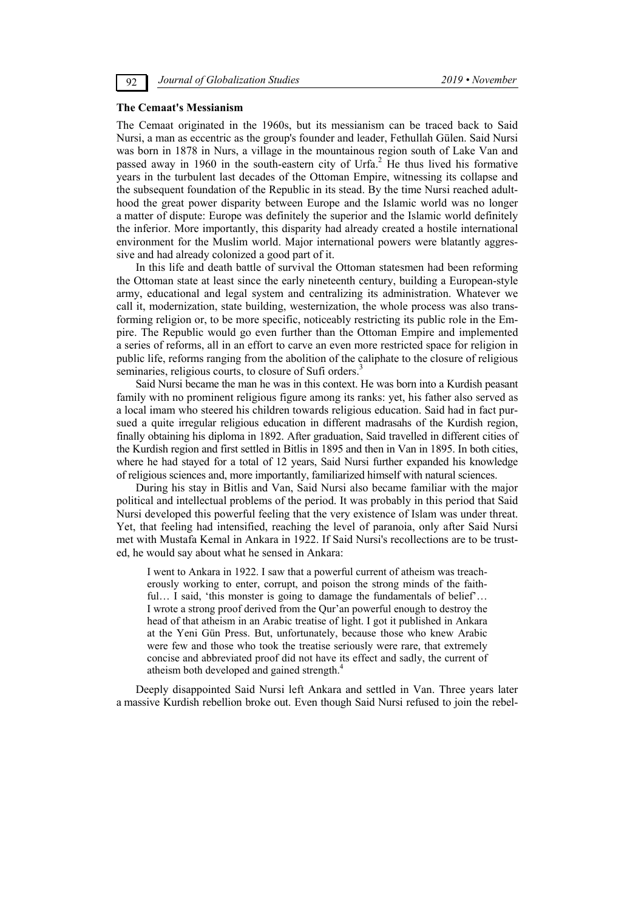### The Cemaat's Messianism

The Cemaat originated in the 1960s, but its messianism can be traced back to Said Nursi, a man as eccentric as the group's founder and leader, Fethullah Gülen. Said Nursi was born in 1878 in Nurs, a village in the mountainous region south of Lake Van and passed away in 1960 in the south-eastern city of Urfa.[2] He thus lived his formative years in the turbulent last decades of the Ottoman Empire, witnessing its collapse and the subsequent foundation of the Republic in its stead. By the time Nursi reached adulthood the great power disparity between Europe and the Islamic world was no longer a matter of dispute: Europe was definitely the superior and the Islamic world definitely the inferior. More importantly, this disparity had already created a hostile international environment for the Muslim world. Major international powers were blatantly aggressive and had already colonized a good part of it.

In this life and death battle of survival the Ottoman statesmen had been reforming the Ottoman state at least since the early nineteenth century, building a European-style army, educational and legal system and centralizing its administration. Whatever we call it, modernization, state building, westernization, the whole process was also transforming religion or, to be more specific, noticeably restricting its public role in the Empire. The Republic would go even further than the Ottoman Empire and implemented a series of reforms, all in an effort to carve an even more restricted space for religion in public life, reforms ranging from the abolition of the caliphate to the closure of religious seminaries, religious courts, to closure of Sufi orders.[3]

Said Nursi became the man he was in this context. He was born into a Kurdish peasant family with no prominent religious figure among its ranks: yet, his father also served as a local imam who steered his children towards religious education. Said had in fact pursued a quite irregular religious education in different madrasahs of the Kurdish region, finally obtaining his diploma in 1892. After graduation, Said travelled in different cities of the Kurdish region and first settled in Bitlis in 1895 and then in Van in 1895. In both cities, where he had stayed for a total of 12 years, Said Nursi further expanded his knowledge of religious sciences and, more importantly, familiarized himself with natural sciences.

During his stay in Bitlis and Van, Said Nursi also became familiar with the major political and intellectual problems of the period. It was probably in this period that Said Nursi developed this powerful feeling that the very existence of Islam was under threat. Yet, that feeling had intensified, reaching the level of paranoia, only after Said Nursi met with Mustafa Kemal in Ankara in 1922. If Said Nursi's recollections are to be trusted, he would say about what he sensed in Ankara:

> I went to Ankara in 1922. I saw that a powerful current of atheism was treacherously working to enter, corrupt, and poison the strong minds of the faithful… I said, 'this monster is going to damage the fundamentals of belief'… I wrote a strong proof derived from the Qur'an powerful enough to destroy the head of that atheism in an Arabic treatise of light. I got it published in Ankara at the Yeni Gün Press. But, unfortunately, because those who knew Arabic were few and those who took the treatise seriously were rare, that extremely concise and abbreviated proof did not have its effect and sadly, the current of atheism both developed and gained strength.[4]

Deeply disappointed Said Nursi left Ankara and settled in Van. Three years later a massive Kurdish rebellion broke out. Even though Said Nursi refused to join the rebel-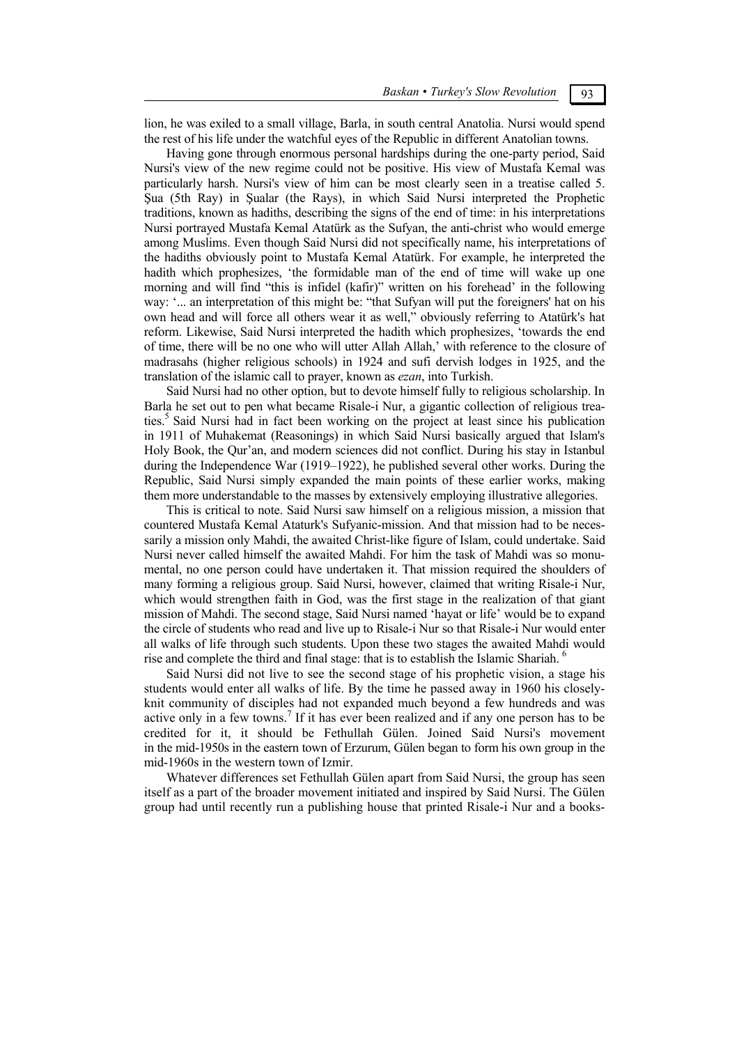lion, he was exiled to a small village, Barla, in south central Anatolia. Nursi would spend the rest of his life under the watchful eyes of the Republic in different Anatolian towns.

Having gone through enormous personal hardships during the one-party period, Said Nursi's view of the new regime could not be positive. His view of Mustafa Kemal was particularly harsh. Nursi's view of him can be most clearly seen in a treatise called 5. Şua (5th Ray) in Şualar (the Rays), in which Said Nursi interpreted the Prophetic traditions, known as hadiths, describing the signs of the end of time: in his interpretations Nursi portrayed Mustafa Kemal Atatürk as the Sufyan, the anti-christ who would emerge among Muslims. Even though Said Nursi did not specifically name, his interpretations of the hadiths obviously point to Mustafa Kemal Atatürk. For example, he interpreted the hadith which prophesizes, 'the formidable man of the end of time will wake up one morning and will find "this is infidel (kafir)" written on his forehead' in the following way: '... an interpretation of this might be: "that Sufyan will put the foreigners' hat on his own head and will force all others wear it as well," obviously referring to Atatürk's hat reform. Likewise, Said Nursi interpreted the hadith which prophesizes, 'towards the end of time, there will be no one who will utter Allah Allah,' with reference to the closure of madrasahs (higher religious schools) in 1924 and sufi dervish lodges in 1925, and the translation of the islamic call to prayer, known as *ezan*, into Turkish.

Said Nursi had no other option, but to devote himself fully to religious scholarship. In Barla he set out to pen what became Risale-i Nur, a gigantic collection of religious treaties.[5] Said Nursi had in fact been working on the project at least since his publication in 1911 of Muhakemat (Reasonings) in which Said Nursi basically argued that Islam's Holy Book, the Qur'an, and modern sciences did not conflict. During his stay in Istanbul during the Independence War (1919–1922), he published several other works. During the Republic, Said Nursi simply expanded the main points of these earlier works, making them more understandable to the masses by extensively employing illustrative allegories.

This is critical to note. Said Nursi saw himself on a religious mission, a mission that countered Mustafa Kemal Ataturk's Sufyanic-mission. And that mission had to be necessarily a mission only Mahdi, the awaited Christ-like figure of Islam, could undertake. Said Nursi never called himself the awaited Mahdi. For him the task of Mahdi was so monumental, no one person could have undertaken it. That mission required the shoulders of many forming a religious group. Said Nursi, however, claimed that writing Risale-i Nur, which would strengthen faith in God, was the first stage in the realization of that giant mission of Mahdi. The second stage, Said Nursi named 'hayat or life' would be to expand the circle of students who read and live up to Risale-i Nur so that Risale-i Nur would enter all walks of life through such students. Upon these two stages the awaited Mahdi would rise and complete the third and final stage: that is to establish the Islamic Shariah.[6]

Said Nursi did not live to see the second stage of his prophetic vision, a stage his students would enter all walks of life. By the time he passed away in 1960 his closely-knit community of disciples had not expanded much beyond a few hundreds and was active only in a few towns.[7] If it has ever been realized and if any one person has to be credited for it, it should be Fethullah Gülen. Joined Said Nursi's movement in the mid-1950s in the eastern town of Erzurum, Gülen began to form his own group in the mid-1960s in the western town of Izmir.

Whatever differences set Fethullah Gülen apart from Said Nursi, the group has seen itself as a part of the broader movement initiated and inspired by Said Nursi. The Gülen group had until recently run a publishing house that printed Risale-i Nur and a books-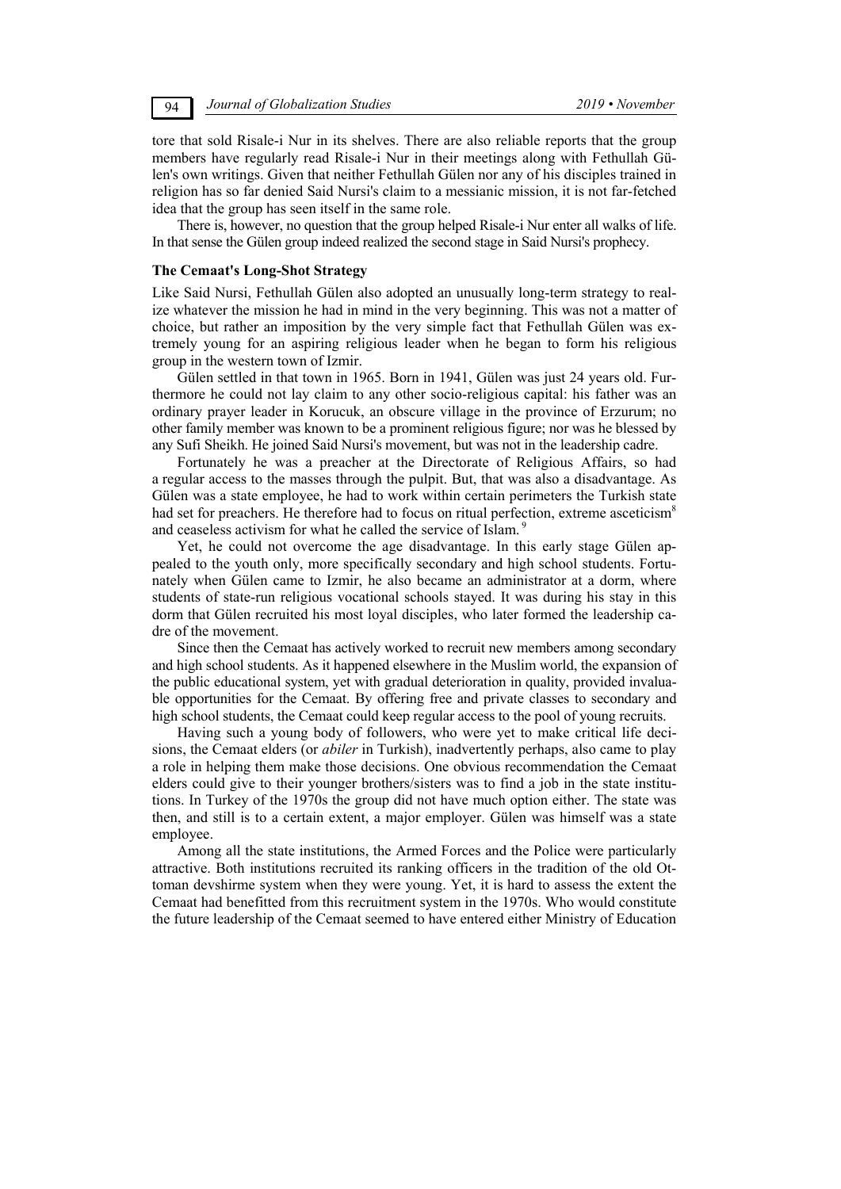tore that sold Risale-i Nur in its shelves. There are also reliable reports that the group members have regularly read Risale-i Nur in their meetings along with Fethullah Gülen's own writings. Given that neither Fethullah Gülen nor any of his disciples trained in religion has so far denied Said Nursi's claim to a messianic mission, it is not far-fetched idea that the group has seen itself in the same role.

There is, however, no question that the group helped Risale-i Nur enter all walks of life. In that sense the Gülen group indeed realized the second stage in Said Nursi's prophecy.

### The Cemaat's Long-Shot Strategy

Like Said Nursi, Fethullah Gülen also adopted an unusually long-term strategy to realize whatever the mission he had in mind in the very beginning. This was not a matter of choice, but rather an imposition by the very simple fact that Fethullah Gülen was extremely young for an aspiring religious leader when he began to form his religious group in the western town of Izmir.

Gülen settled in that town in 1965. Born in 1941, Gülen was just 24 years old. Furthermore he could not lay claim to any other socio-religious capital: his father was an ordinary prayer leader in Korucuk, an obscure village in the province of Erzurum; no other family member was known to be a prominent religious figure; nor was he blessed by any Sufi Sheikh. He joined Said Nursi's movement, but was not in the leadership cadre.

Fortunately he was a preacher at the Directorate of Religious Affairs, so had a regular access to the masses through the pulpit. But, that was also a disadvantage. As Gülen was a state employee, he had to work within certain perimeters the Turkish state had set for preachers. He therefore had to focus on ritual perfection, extreme asceticism[8] and ceaseless activism for what he called the service of Islam.[9]

Yet, he could not overcome the age disadvantage. In this early stage Gülen appealed to the youth only, more specifically secondary and high school students. Fortunately when Gülen came to Izmir, he also became an administrator at a dorm, where students of state-run religious vocational schools stayed. It was during his stay in this dorm that Gülen recruited his most loyal disciples, who later formed the leadership cadre of the movement.

Since then the Cemaat has actively worked to recruit new members among secondary and high school students. As it happened elsewhere in the Muslim world, the expansion of the public educational system, yet with gradual deterioration in quality, provided invaluable opportunities for the Cemaat. By offering free and private classes to secondary and high school students, the Cemaat could keep regular access to the pool of young recruits.

Having such a young body of followers, who were yet to make critical life decisions, the Cemaat elders (or *abiler* in Turkish), inadvertently perhaps, also came to play a role in helping them make those decisions. One obvious recommendation the Cemaat elders could give to their younger brothers/sisters was to find a job in the state institutions. In Turkey of the 1970s the group did not have much option either. The state was then, and still is to a certain extent, a major employer. Gülen was himself was a state employee.

Among all the state institutions, the Armed Forces and the Police were particularly attractive. Both institutions recruited its ranking officers in the tradition of the old Ottoman devshirme system when they were young. Yet, it is hard to assess the extent the Cemaat had benefitted from this recruitment system in the 1970s. Who would constitute the future leadership of the Cemaat seemed to have entered either Ministry of Education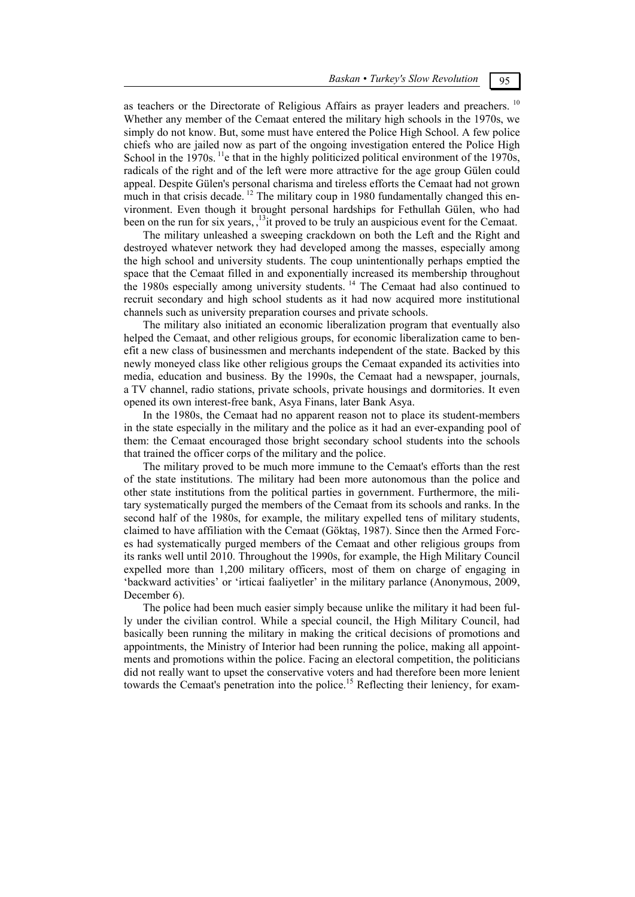as teachers or the Directorate of Religious Affairs as prayer leaders and preachers. [10] Whether any member of the Cemaat entered the military high schools in the 1970s, we simply do not know. But, some must have entered the Police High School. A few police chiefs who are jailed now as part of the ongoing investigation entered the Police High School in the 1970s. [11]e that in the highly politicized political environment of the 1970s, radicals of the right and of the left were more attractive for the age group Gülen could appeal. Despite Gülen's personal charisma and tireless efforts the Cemaat had not grown much in that crisis decade. [12] The military coup in 1980 fundamentally changed this environment. Even though it brought personal hardships for Fethullah Gülen, who had been on the run for six years, ,[13]it proved to be truly an auspicious event for the Cemaat.

The military unleashed a sweeping crackdown on both the Left and the Right and destroyed whatever network they had developed among the masses, especially among the high school and university students. The coup unintentionally perhaps emptied the space that the Cemaat filled in and exponentially increased its membership throughout the 1980s especially among university students. [14] The Cemaat had also continued to recruit secondary and high school students as it had now acquired more institutional channels such as university preparation courses and private schools.

The military also initiated an economic liberalization program that eventually also helped the Cemaat, and other religious groups, for economic liberalization came to benefit a new class of businessmen and merchants independent of the state. Backed by this newly moneyed class like other religious groups the Cemaat expanded its activities into media, education and business. By the 1990s, the Cemaat had a newspaper, journals, a TV channel, radio stations, private schools, private housings and dormitories. It even opened its own interest-free bank, Asya Finans, later Bank Asya.

In the 1980s, the Cemaat had no apparent reason not to place its student-members in the state especially in the military and the police as it had an ever-expanding pool of them: the Cemaat encouraged those bright secondary school students into the schools that trained the officer corps of the military and the police.

The military proved to be much more immune to the Cemaat's efforts than the rest of the state institutions. The military had been more autonomous than the police and other state institutions from the political parties in government. Furthermore, the military systematically purged the members of the Cemaat from its schools and ranks. In the second half of the 1980s, for example, the military expelled tens of military students, claimed to have affiliation with the Cemaat (Göktaş, 1987). Since then the Armed Forces had systematically purged members of the Cemaat and other religious groups from its ranks well until 2010. Throughout the 1990s, for example, the High Military Council expelled more than 1,200 military officers, most of them on charge of engaging in 'backward activities' or 'irticai faaliyetler' in the military parlance (Anonymous, 2009, December 6).

The police had been much easier simply because unlike the military it had been fully under the civilian control. While a special council, the High Military Council, had basically been running the military in making the critical decisions of promotions and appointments, the Ministry of Interior had been running the police, making all appointments and promotions within the police. Facing an electoral competition, the politicians did not really want to upset the conservative voters and had therefore been more lenient towards the Cemaat's penetration into the police.[15] Reflecting their leniency, for exam-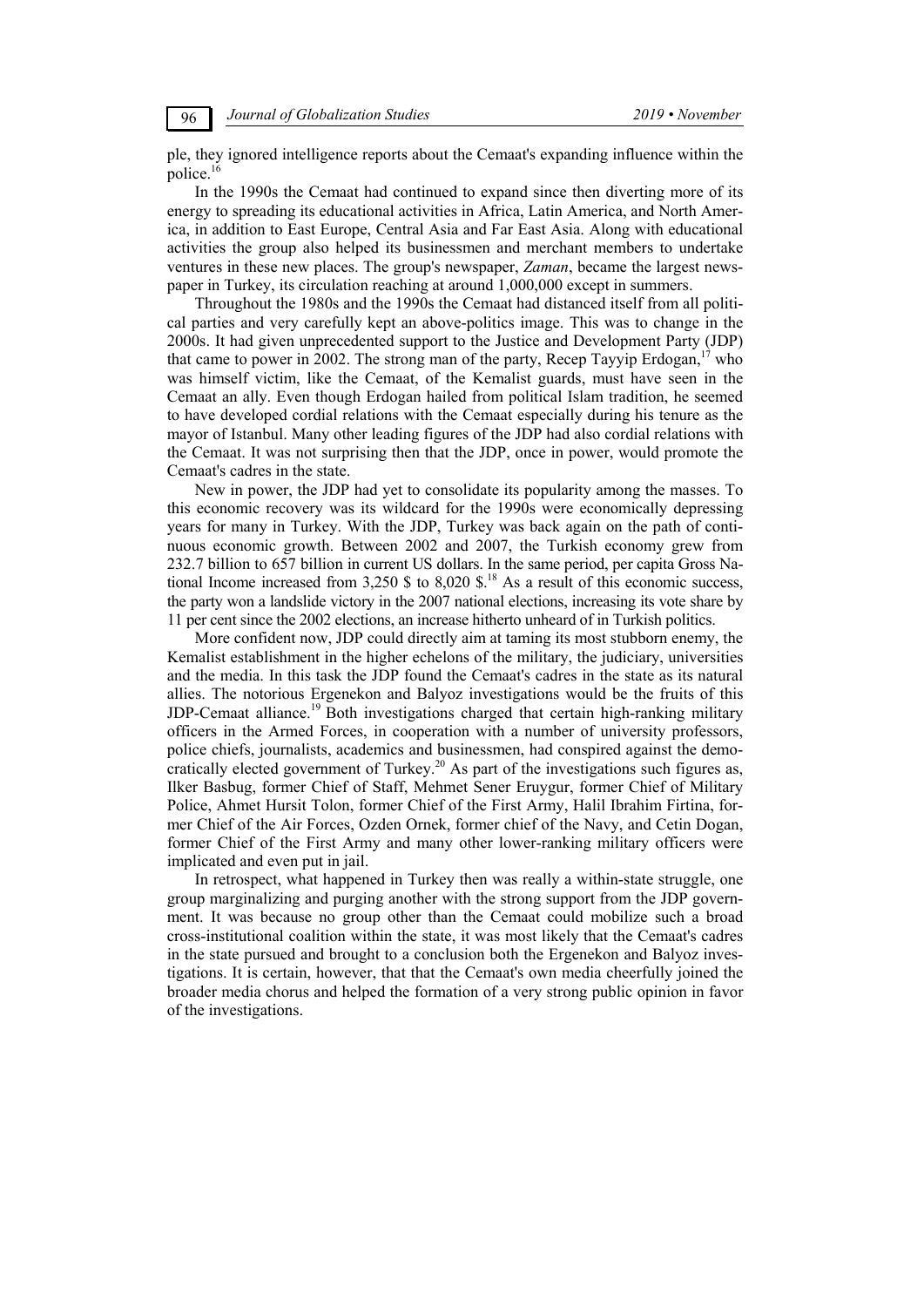ple, they ignored intelligence reports about the Cemaat's expanding influence within the police.[16]

In the 1990s the Cemaat had continued to expand since then diverting more of its energy to spreading its educational activities in Africa, Latin America, and North America, in addition to East Europe, Central Asia and Far East Asia. Along with educational activities the group also helped its businessmen and merchant members to undertake ventures in these new places. The group's newspaper, *Zaman*, became the largest newspaper in Turkey, its circulation reaching at around 1,000,000 except in summers.

Throughout the 1980s and the 1990s the Cemaat had distanced itself from all political parties and very carefully kept an above-politics image. This was to change in the 2000s. It had given unprecedented support to the Justice and Development Party (JDP) that came to power in 2002. The strong man of the party, Recep Tayyip Erdogan,[17] who was himself victim, like the Cemaat, of the Kemalist guards, must have seen in the Cemaat an ally. Even though Erdogan hailed from political Islam tradition, he seemed to have developed cordial relations with the Cemaat especially during his tenure as the mayor of Istanbul. Many other leading figures of the JDP had also cordial relations with the Cemaat. It was not surprising then that the JDP, once in power, would promote the Cemaat's cadres in the state.

New in power, the JDP had yet to consolidate its popularity among the masses. To this economic recovery was its wildcard for the 1990s were economically depressing years for many in Turkey. With the JDP, Turkey was back again on the path of continuous economic growth. Between 2002 and 2007, the Turkish economy grew from 232.7 billion to 657 billion in current US dollars. In the same period, per capita Gross National Income increased from 3,250 $ to 8,020 $.[18] As a result of this economic success, the party won a landslide victory in the 2007 national elections, increasing its vote share by 11 per cent since the 2002 elections, an increase hitherto unheard of in Turkish politics.

More confident now, JDP could directly aim at taming its most stubborn enemy, the Kemalist establishment in the higher echelons of the military, the judiciary, universities and the media. In this task the JDP found the Cemaat's cadres in the state as its natural allies. The notorious Ergenekon and Balyoz investigations would be the fruits of this JDP-Cemaat alliance.[19] Both investigations charged that certain high-ranking military officers in the Armed Forces, in cooperation with a number of university professors, police chiefs, journalists, academics and businessmen, had conspired against the democratically elected government of Turkey.[20] As part of the investigations such figures as, Ilker Basbug, former Chief of Staff, Mehmet Sener Eruygur, former Chief of Military Police, Ahmet Hursit Tolon, former Chief of the First Army, Halil Ibrahim Firtina, former Chief of the Air Forces, Ozden Ornek, former chief of the Navy, and Cetin Dogan, former Chief of the First Army and many other lower-ranking military officers were implicated and even put in jail.

In retrospect, what happened in Turkey then was really a within-state struggle, one group marginalizing and purging another with the strong support from the JDP government. It was because no group other than the Cemaat could mobilize such a broad cross-institutional coalition within the state, it was most likely that the Cemaat's cadres in the state pursued and brought to a conclusion both the Ergenekon and Balyoz investigations. It is certain, however, that that the Cemaat's own media cheerfully joined the broader media chorus and helped the formation of a very strong public opinion in favor of the investigations.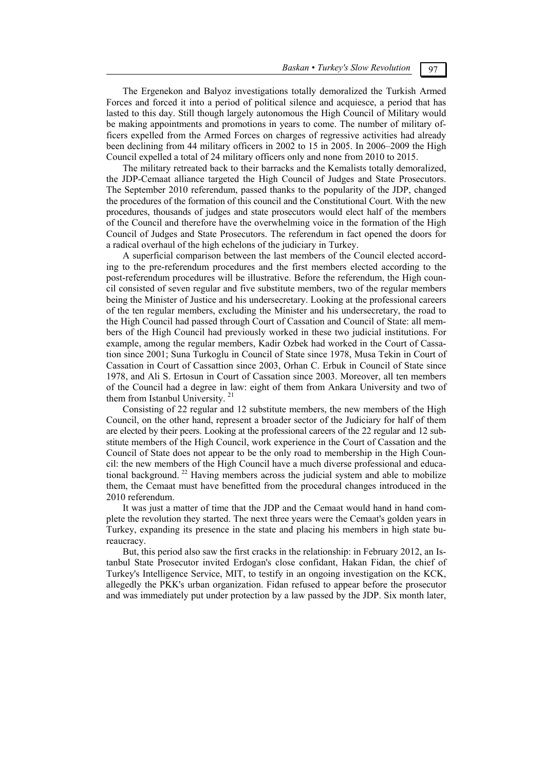The Ergenekon and Balyoz investigations totally demoralized the Turkish Armed Forces and forced it into a period of political silence and acquiesce, a period that has lasted to this day. Still though largely autonomous the High Council of Military would be making appointments and promotions in years to come. The number of military officers expelled from the Armed Forces on charges of regressive activities had already been declining from 44 military officers in 2002 to 15 in 2005. In 2006–2009 the High Council expelled a total of 24 military officers only and none from 2010 to 2015.

The military retreated back to their barracks and the Kemalists totally demoralized, the JDP-Cemaat alliance targeted the High Council of Judges and State Prosecutors. The September 2010 referendum, passed thanks to the popularity of the JDP, changed the procedures of the formation of this council and the Constitutional Court. With the new procedures, thousands of judges and state prosecutors would elect half of the members of the Council and therefore have the overwhelming voice in the formation of the High Council of Judges and State Prosecutors. The referendum in fact opened the doors for a radical overhaul of the high echelons of the judiciary in Turkey.

A superficial comparison between the last members of the Council elected according to the pre-referendum procedures and the first members elected according to the post-referendum procedures will be illustrative. Before the referendum, the High council consisted of seven regular and five substitute members, two of the regular members being the Minister of Justice and his undersecretary. Looking at the professional careers of the ten regular members, excluding the Minister and his undersecretary, the road to the High Council had passed through Court of Cassation and Council of State: all members of the High Council had previously worked in these two judicial institutions. For example, among the regular members, Kadir Ozbek had worked in the Court of Cassation since 2001; Suna Turkoglu in Council of State since 1978, Musa Tekin in Court of Cassation in Court of Cassattion since 2003, Orhan C. Erbuk in Council of State since 1978, and Ali S. Ertosun in Court of Cassation since 2003. Moreover, all ten members of the Council had a degree in law: eight of them from Ankara University and two of them from Istanbul University. [21]

Consisting of 22 regular and 12 substitute members, the new members of the High Council, on the other hand, represent a broader sector of the Judiciary for half of them are elected by their peers. Looking at the professional careers of the 22 regular and 12 substitute members of the High Council, work experience in the Court of Cassation and the Council of State does not appear to be the only road to membership in the High Council: the new members of the High Council have a much diverse professional and educational background. [22] Having members across the judicial system and able to mobilize them, the Cemaat must have benefitted from the procedural changes introduced in the 2010 referendum.

It was just a matter of time that the JDP and the Cemaat would hand in hand complete the revolution they started. The next three years were the Cemaat's golden years in Turkey, expanding its presence in the state and placing his members in high state bureaucracy.

But, this period also saw the first cracks in the relationship: in February 2012, an Istanbul State Prosecutor invited Erdogan's close confidant, Hakan Fidan, the chief of Turkey's Intelligence Service, MIT, to testify in an ongoing investigation on the KCK, allegedly the PKK's urban organization. Fidan refused to appear before the prosecutor and was immediately put under protection by a law passed by the JDP. Six month later,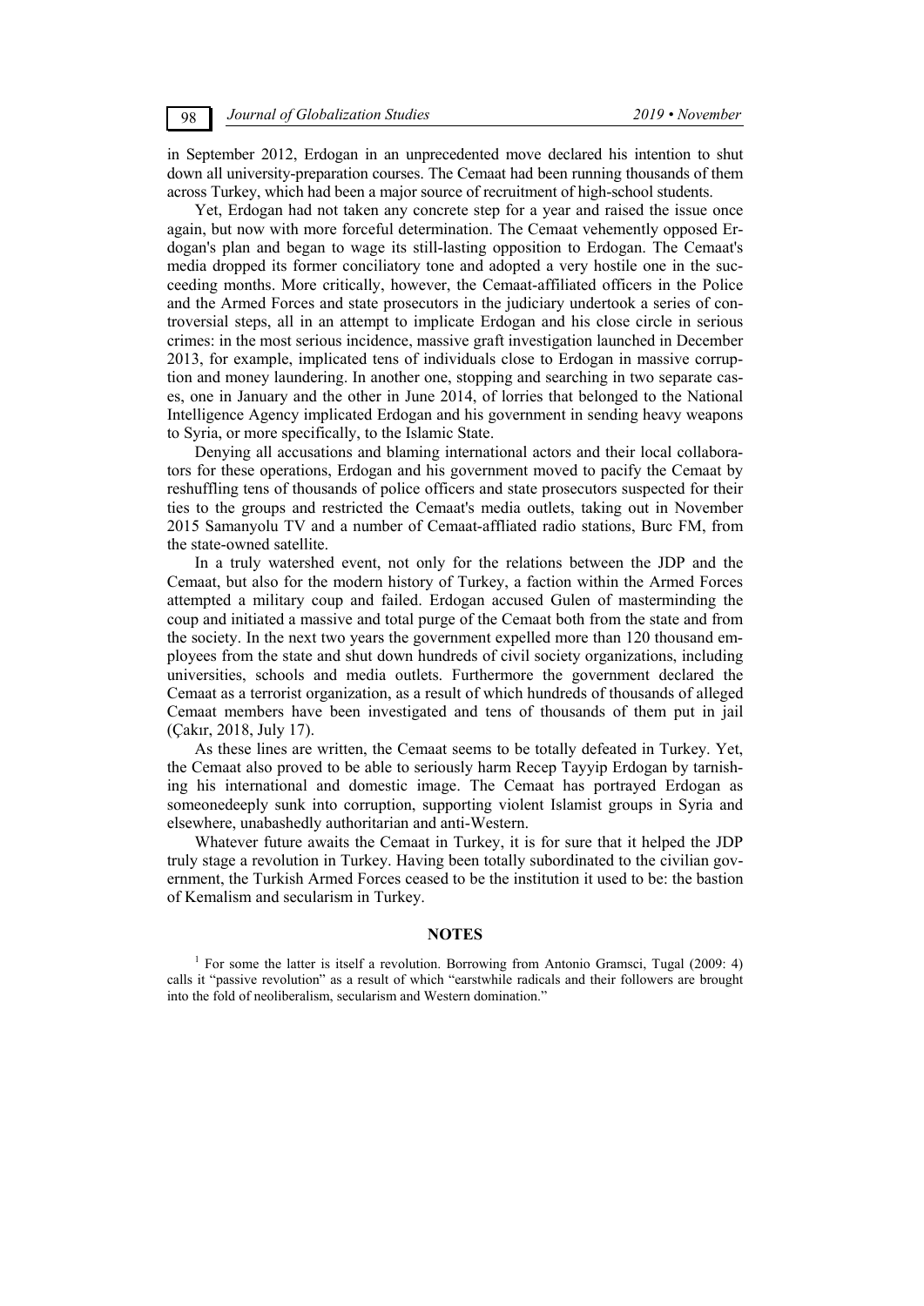in September 2012, Erdogan in an unprecedented move declared his intention to shut down all university-preparation courses. The Cemaat had been running thousands of them across Turkey, which had been a major source of recruitment of high-school students.

Yet, Erdogan had not taken any concrete step for a year and raised the issue once again, but now with more forceful determination. The Cemaat vehemently opposed Erdogan's plan and began to wage its still-lasting opposition to Erdogan. The Cemaat's media dropped its former conciliatory tone and adopted a very hostile one in the succeeding months. More critically, however, the Cemaat-affiliated officers in the Police and the Armed Forces and state prosecutors in the judiciary undertook a series of controversial steps, all in an attempt to implicate Erdogan and his close circle in serious crimes: in the most serious incidence, massive graft investigation launched in December 2013, for example, implicated tens of individuals close to Erdogan in massive corruption and money laundering. In another one, stopping and searching in two separate cases, one in January and the other in June 2014, of lorries that belonged to the National Intelligence Agency implicated Erdogan and his government in sending heavy weapons to Syria, or more specifically, to the Islamic State.

Denying all accusations and blaming international actors and their local collaborators for these operations, Erdogan and his government moved to pacify the Cemaat by reshuffling tens of thousands of police officers and state prosecutors suspected for their ties to the groups and restricted the Cemaat's media outlets, taking out in November 2015 Samanyolu TV and a number of Cemaat-affliated radio stations, Burc FM, from the state-owned satellite.

In a truly watershed event, not only for the relations between the JDP and the Cemaat, but also for the modern history of Turkey, a faction within the Armed Forces attempted a military coup and failed. Erdogan accused Gulen of masterminding the coup and initiated a massive and total purge of the Cemaat both from the state and from the society. In the next two years the government expelled more than 120 thousand employees from the state and shut down hundreds of civil society organizations, including universities, schools and media outlets. Furthermore the government declared the Cemaat as a terrorist organization, as a result of which hundreds of thousands of alleged Cemaat members have been investigated and tens of thousands of them put in jail (Çakır, 2018, July 17).

As these lines are written, the Cemaat seems to be totally defeated in Turkey. Yet, the Cemaat also proved to be able to seriously harm Recep Tayyip Erdogan by tarnishing his international and domestic image. The Cemaat has portrayed Erdogan as someonedeeply sunk into corruption, supporting violent Islamist groups in Syria and elsewhere, unabashedly authoritarian and anti-Western.

Whatever future awaits the Cemaat in Turkey, it is for sure that it helped the JDP truly stage a revolution in Turkey. Having been totally subordinated to the civilian government, the Turkish Armed Forces ceased to be the institution it used to be: the bastion of Kemalism and secularism in Turkey.

## NOTES

[1] For some the latter is itself a revolution. Borrowing from Antonio Gramsci, Tugal (2009: 4) calls it "passive revolution" as a result of which "earstwhile radicals and their followers are brought into the fold of neoliberalism, secularism and Western domination."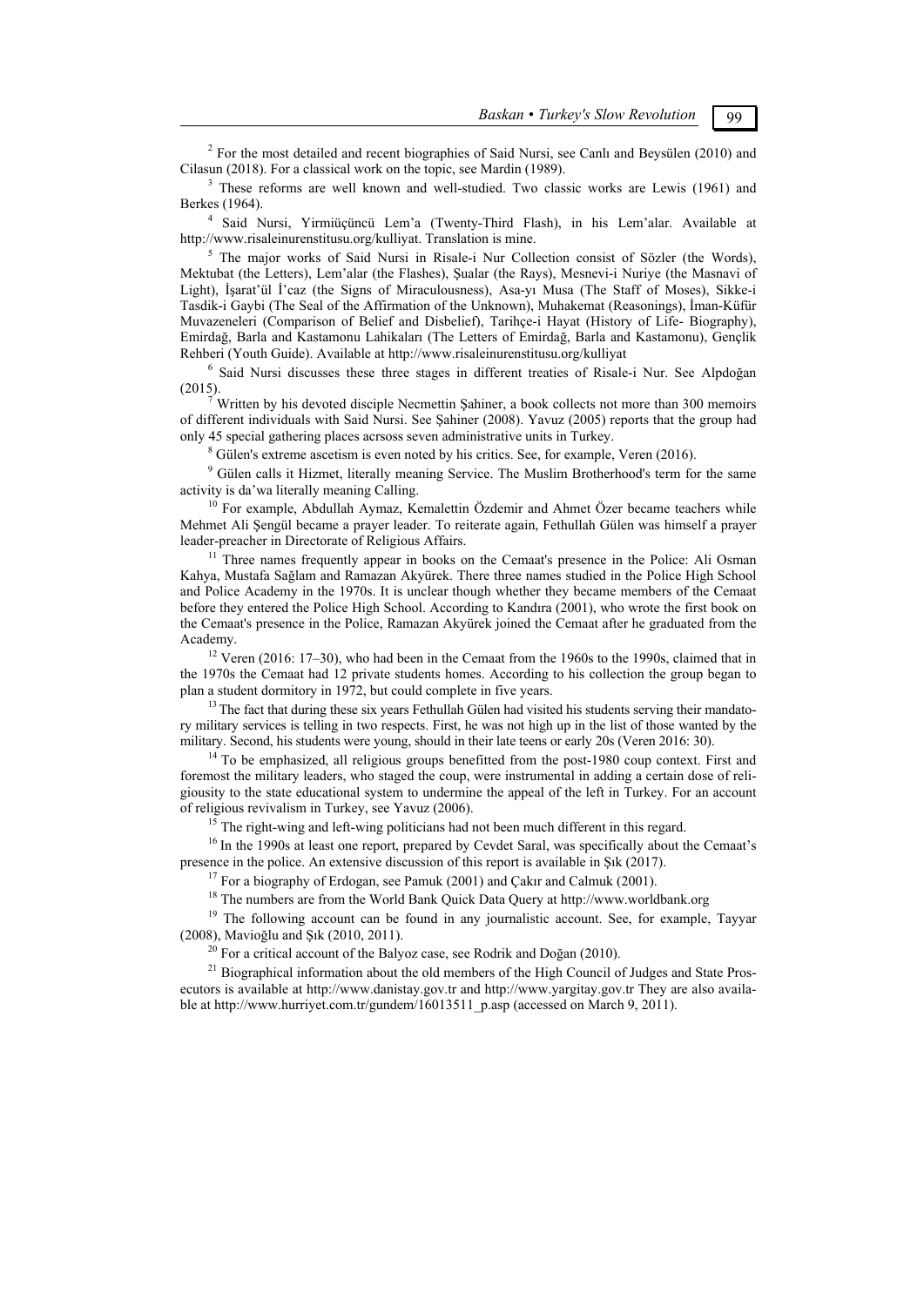[2] For the most detailed and recent biographies of Said Nursi, see Canlı and Beysülen (2010) and Cilasun (2018). For a classical work on the topic, see Mardin (1989).

[3] These reforms are well known and well-studied. Two classic works are Lewis (1961) and Berkes (1964).

[4] Said Nursi, Yirmiüçüncü Lem'a (Twenty-Third Flash), in his Lem'alar. Available at http://www.risaleinurenstitusu.org/kulliyat. Translation is mine.

[5] The major works of Said Nursi in Risale-i Nur Collection consist of Sözler (the Words), Mektubat (the Letters), Lem'alar (the Flashes), Şualar (the Rays), Mesnevi-i Nuriye (the Masnavi of Light), İşarat'ül İ'caz (the Signs of Miraculousness), Asa-yı Musa (The Staff of Moses), Sikke-i Tasdik-i Gaybi (The Seal of the Affirmation of the Unknown), Muhakemat (Reasonings), İman-Küfür Muvazeneleri (Comparison of Belief and Disbelief), Tarihçe-i Hayat (History of Life- Biography), Emirdağ, Barla and Kastamonu Lahikaları (The Letters of Emirdağ, Barla and Kastamonu), Gençlik Rehberi (Youth Guide). Available at http://www.risaleinurenstitusu.org/kulliyat

[6] Said Nursi discusses these three stages in different treaties of Risale-i Nur. See Alpdoğan (2015).

[7] Written by his devoted disciple Necmettin Şahiner, a book collects not more than 300 memoirs of different individuals with Said Nursi. See Şahiner (2008). Yavuz (2005) reports that the group had only 45 special gathering places acrsoss seven administrative units in Turkey.

[8] Gülen's extreme ascetism is even noted by his critics. See, for example, Veren (2016).

[9] Gülen calls it Hizmet, literally meaning Service. The Muslim Brotherhood's term for the same activity is da'wa literally meaning Calling.

[10] For example, Abdullah Aymaz, Kemalettin Özdemir and Ahmet Özer became teachers while Mehmet Ali Şengül became a prayer leader. To reiterate again, Fethullah Gülen was himself a prayer leader-preacher in Directorate of Religious Affairs.

[11] Three names frequently appear in books on the Cemaat's presence in the Police: Ali Osman Kahya, Mustafa Sağlam and Ramazan Akyürek. There three names studied in the Police High School and Police Academy in the 1970s. It is unclear though whether they became members of the Cemaat before they entered the Police High School. According to Kandıra (2001), who wrote the first book on the Cemaat's presence in the Police, Ramazan Akyürek joined the Cemaat after he graduated from the Academy.

[12] Veren (2016: 17–30), who had been in the Cemaat from the 1960s to the 1990s, claimed that in the 1970s the Cemaat had 12 private students homes. According to his collection the group began to plan a student dormitory in 1972, but could complete in five years.

[13] The fact that during these six years Fethullah Gülen had visited his students serving their mandatory military services is telling in two respects. First, he was not high up in the list of those wanted by the military. Second, his students were young, should in their late teens or early 20s (Veren 2016: 30).

[14] To be emphasized, all religious groups benefitted from the post-1980 coup context. First and foremost the military leaders, who staged the coup, were instrumental in adding a certain dose of religiousity to the state educational system to undermine the appeal of the left in Turkey. For an account of religious revivalism in Turkey, see Yavuz (2006).

[15] The right-wing and left-wing politicians had not been much different in this regard.

[16] In the 1990s at least one report, prepared by Cevdet Saral, was specifically about the Cemaat's presence in the police. An extensive discussion of this report is available in Şık (2017).

[17] For a biography of Erdogan, see Pamuk (2001) and Çakır and Calmuk (2001).

[18] The numbers are from the World Bank Quick Data Query at http://www.worldbank.org

[19] The following account can be found in any journalistic account. See, for example, Tayyar (2008), Mavioğlu and Şık (2010, 2011).

[20] For a critical account of the Balyoz case, see Rodrik and Doğan (2010).

[21] Biographical information about the old members of the High Council of Judges and State Prosecutors is available at http://www.danistay.gov.tr and http://www.yargitay.gov.tr They are also available at http://www.hurriyet.com.tr/gundem/16013511_p.asp (accessed on March 9, 2011).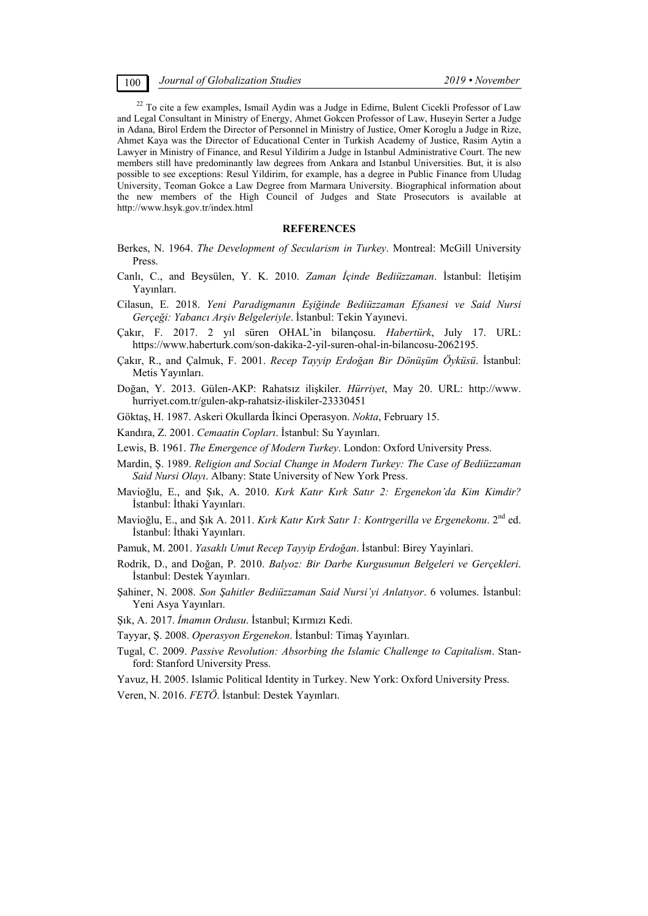[22] To cite a few examples, Ismail Aydin was a Judge in Edirne, Bulent Cicekli Professor of Law and Legal Consultant in Ministry of Energy, Ahmet Gokcen Professor of Law, Huseyin Serter a Judge in Adana, Birol Erdem the Director of Personnel in Ministry of Justice, Omer Koroglu a Judge in Rize, Ahmet Kaya was the Director of Educational Center in Turkish Academy of Justice, Rasim Aytin a Lawyer in Ministry of Finance, and Resul Yildirim a Judge in Istanbul Administrative Court. The new members still have predominantly law degrees from Ankara and Istanbul Universities. But, it is also possible to see exceptions: Resul Yildirim, for example, has a degree in Public Finance from Uludag University, Teoman Gokce a Law Degree from Marmara University. Biographical information about the new members of the High Council of Judges and State Prosecutors is available at http://www.hsyk.gov.tr/index.html

## REFERENCES

Berkes, N. 1964. *The Development of Secularism in Turkey*. Montreal: McGill University Press.

Canlı, C., and Beysülen, Y. K. 2010. *Zaman İçinde Bediüzzaman*. İstanbul: İletişim Yayınları.

Cilasun, E. 2018. *Yeni Paradigmanın Eşiğinde Bediüzzaman Efsanesi ve Said Nursi Gerçeği: Yabancı Arşiv Belgeleriyle*. İstanbul: Tekin Yayınevi.

Çakır, F. 2017. 2 yıl süren OHAL'in bilançosu. *Habertürk*, July 17. URL: https://www.haberturk.com/son-dakika-2-yil-suren-ohal-in-bilancosu-2062195.

Çakır, R., and Çalmuk, F. 2001. *Recep Tayyip Erdoğan Bir Dönüşüm Öyküsü*. İstanbul: Metis Yayınları.

Doğan, Y. 2013. Gülen-AKP: Rahatsız ilişkiler. *Hürriyet*, May 20. URL: http://www.hurriyet.com.tr/gulen-akp-rahatsiz-iliskiler-23330451

Göktaş, H. 1987. Askeri Okullarda İkinci Operasyon. *Nokta*, February 15.

Kandıra, Z. 2001. *Cemaatin Copları*. İstanbul: Su Yayınları.

Lewis, B. 1961. *The Emergence of Modern Turkey*. London: Oxford University Press.

Mardin, Ş. 1989. *Religion and Social Change in Modern Turkey: The Case of Bediüzzaman Said Nursi Olayı*. Albany: State University of New York Press.

Mavioğlu, E., and Şık, A. 2010. *Kırk Katır Kırk Satır 2: Ergenekon'da Kim Kimdir?* İstanbul: İthaki Yayınları.

Mavioğlu, E., and Şık A. 2011. *Kırk Katır Kırk Satır 1: Kontrgerilla ve Ergenekonu*. 2nd ed. İstanbul: İthaki Yayınları.

Pamuk, M. 2001. *Yasaklı Umut Recep Tayyip Erdoğan*. İstanbul: Birey Yayinlari.

Rodrik, D., and Doğan, P. 2010. *Balyoz: Bir Darbe Kurgusunun Belgeleri ve Gerçekleri*. İstanbul: Destek Yayınları.

Şahiner, N. 2008. *Son Şahitler Bediüzzaman Said Nursi'yi Anlatıyor*. 6 volumes. İstanbul: Yeni Asya Yayınları.

Şık, A. 2017. *İmamın Ordusu*. İstanbul; Kırmızı Kedi.

Tayyar, Ş. 2008. *Operasyon Ergenekon*. İstanbul: Timaş Yayınları.

Tugal, C. 2009. *Passive Revolution: Absorbing the Islamic Challenge to Capitalism*. Stanford: Stanford University Press.

Yavuz, H. 2005. Islamic Political Identity in Turkey. New York: Oxford University Press.

Veren, N. 2016. *FETÖ*. İstanbul: Destek Yayınları.